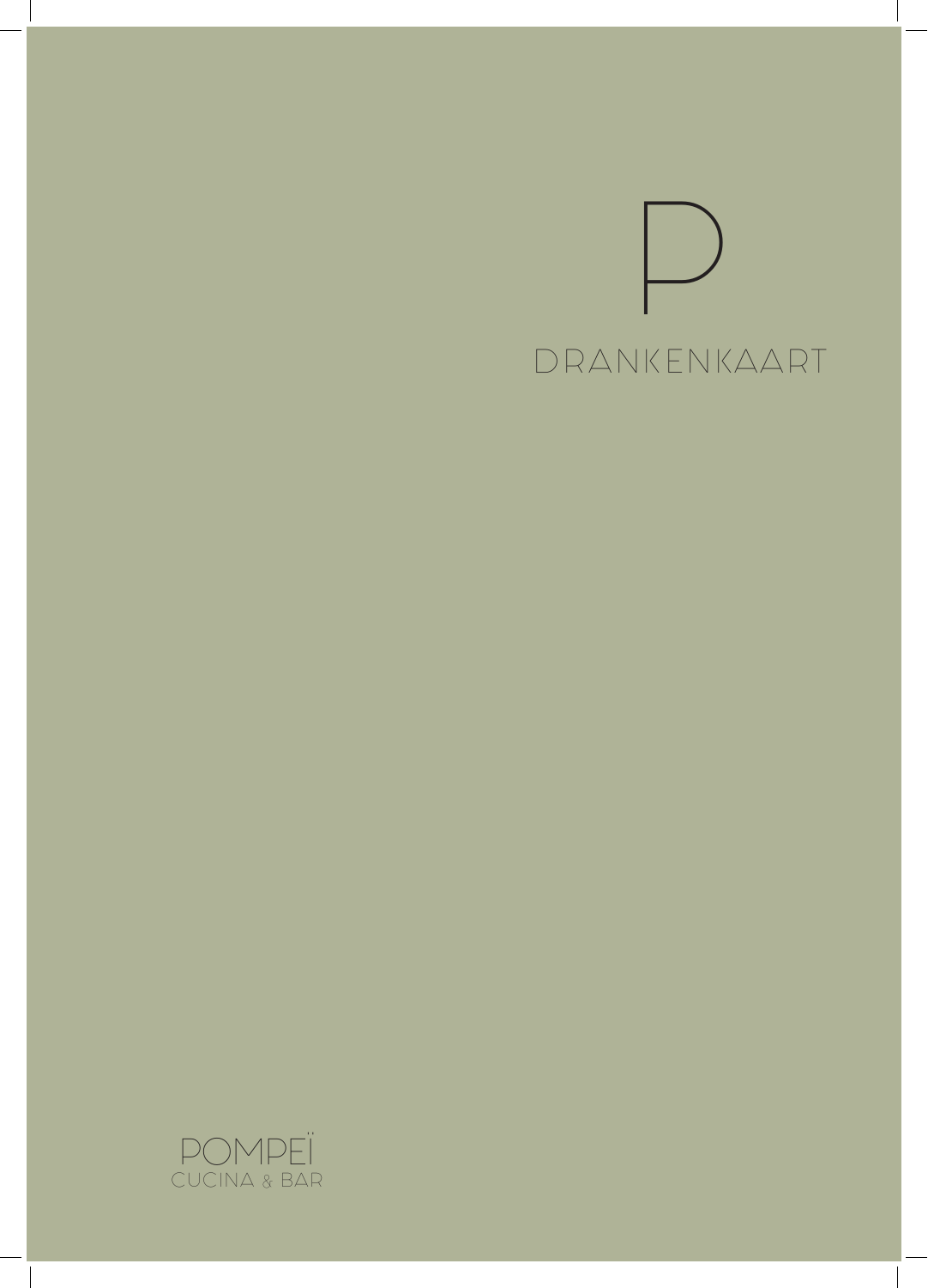P

# DRANKENKAART

POMPEÏ
CUCINA & BAR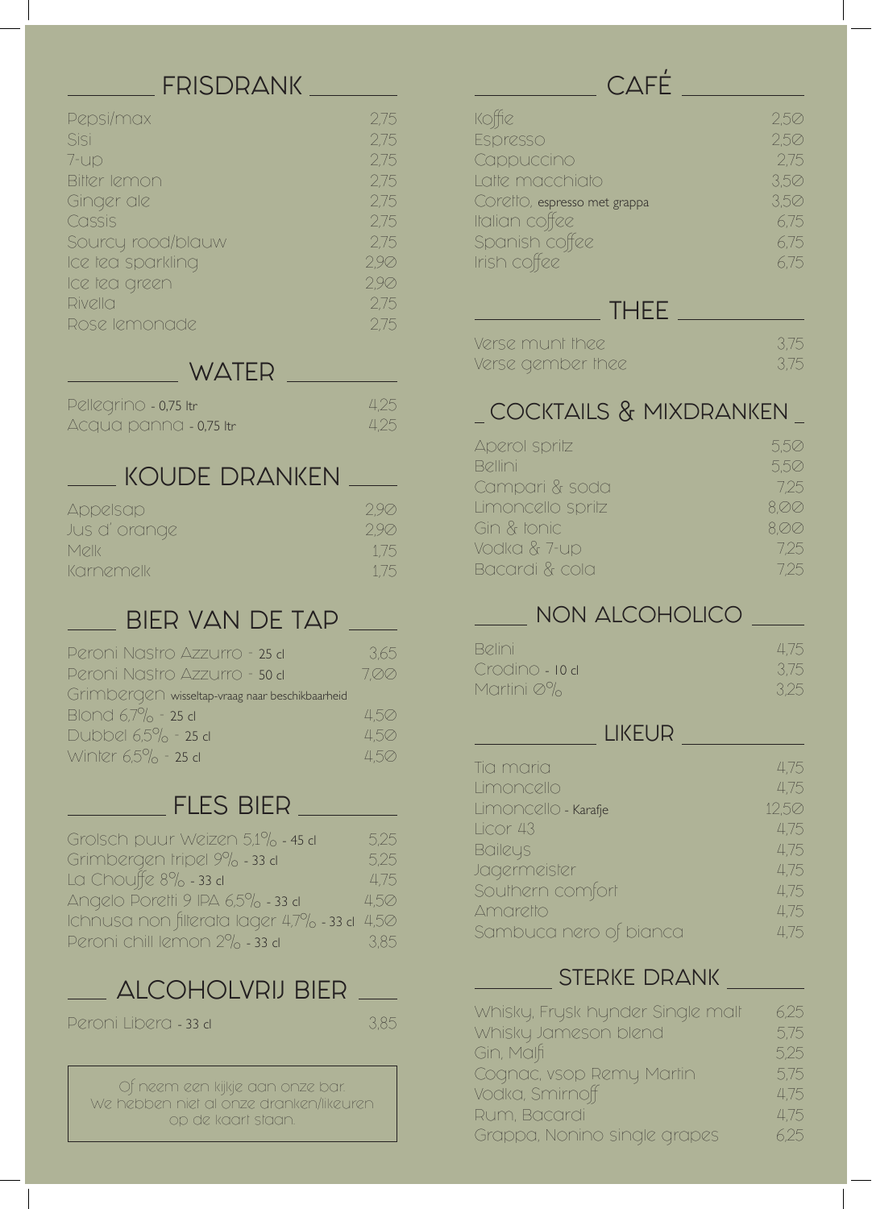## FRISDRANK

| | |
|---|---|
| Pepsi/max | 2,75 |
| Sisi | 2,75 |
| 7-up | 2,75 |
| Bitter lemon | 2,75 |
| Ginger ale | 2,75 |
| Cassis | 2,75 |
| Sourcy rood/blauw | 2,75 |
| Ice tea sparkling | 2,90 |
| Ice tea green | 2,90 |
| Rivella | 2,75 |
| Rose lemonade | 2,75 |

## WATER

| | |
|---|---|
| Pellegrino - 0,75 ltr | 4,25 |
| Acqua panna - 0,75 ltr | 4,25 |

## KOUDE DRANKEN

| | |
|---|---|
| Appelsap | 2,90 |
| Jus d' orange | 2,90 |
| Melk | 1,75 |
| Karnemelk | 1,75 |

## BIER VAN DE TAP

| | |
|---|---|
| Peroni Nastro Azzurro - 25 cl | 3,65 |
| Peroni Nastro Azzurro - 50 cl | 7,00 |
| Grimbergen wisseltap-vraag naar beschikbaarheid | |
| Blond 6,7% - 25 cl | 4,50 |
| Dubbel 6,5% - 25 cl | 4,50 |
| Winter 6,5% - 25 cl | 4,50 |

## FLES BIER

| | |
|---|---|
| Grolsch puur Weizen 5,1% - 45 cl | 5,25 |
| Grimbergen tripel 9% - 33 cl | 5,25 |
| La Chouffe 8% - 33 cl | 4,75 |
| Angelo Poretti 9 IPA 6,5% - 33 cl | 4,50 |
| Ichnusa non filterata lager 4,7% - 33 cl | 4,50 |
| Peroni chill lemon 2% - 33 cl | 3,85 |

## ALCOHOLVRIJ BIER

| | |
|---|---|
| Peroni Libera - 33 cl | 3,85 |

Of neem een kijkje aan onze bar.
We hebben niet al onze dranken/likeuren op de kaart staan.

## CAFÉ

| | |
|---|---|
| Koffie | 2,50 |
| Espresso | 2,50 |
| Cappuccino | 2,75 |
| Latte macchiato | 3,50 |
| Coretto, espresso met grappa | 3,50 |
| Italian coffee | 6,75 |
| Spanish coffee | 6,75 |
| Irish coffee | 6,75 |

## THEE

| | |
|---|---|
| Verse munt thee | 3,75 |
| Verse gember thee | 3,75 |

## COCKTAILS & MIXDRANKEN

| | |
|---|---|
| Aperol spritz | 5,50 |
| Bellini | 5,50 |
| Campari & soda | 7,25 |
| Limoncello spritz | 8,00 |
| Gin & tonic | 8,00 |
| Vodka & 7-up | 7,25 |
| Bacardi & cola | 7,25 |

## NON ALCOHOLICO

| | |
|---|---|
| Belini | 4,75 |
| Crodino - 10 cl | 3,75 |
| Martini 0% | 3,25 |

## LIKEUR

| | |
|---|---|
| Tia maria | 4,75 |
| Limoncello | 4,75 |
| Limoncello - Karafje | 12,50 |
| Licor 43 | 4,75 |
| Baileys | 4,75 |
| Jagermeister | 4,75 |
| Southern comfort | 4,75 |
| Amaretto | 4,75 |
| Sambuca nero of bianca | 4,75 |

## STERKE DRANK

| | |
|---|---|
| Whisky, Frysk hynder Single malt | 6,25 |
| Whisky Jameson blend | 5,75 |
| Gin, Malfi | 5,25 |
| Cognac, vsop Remy Martin | 5,75 |
| Vodka, Smirnoff | 4,75 |
| Rum, Bacardi | 4,75 |
| Grappa, Nonino single grapes | 6,25 |